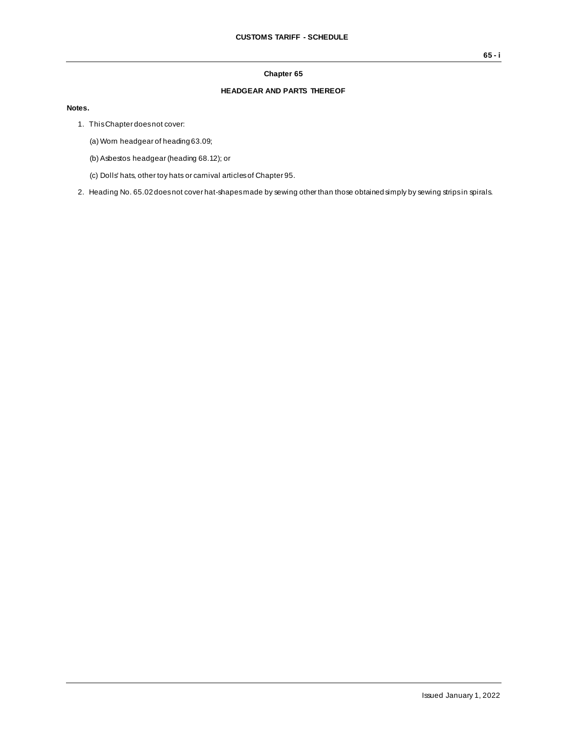## Chapter 65

## HEADGEAR AND PARTS THEREOF

**Notes.**

1. This Chapter does not cover:

   (a) Worn headgear of heading 63.09;

   (b) Asbestos headgear (heading 68.12); or

   (c) Dolls' hats, other toy hats or carnival articles of Chapter 95.

2. Heading No. 65.02 does not cover hat-shapes made by sewing other than those obtained simply by sewing strips in spirals.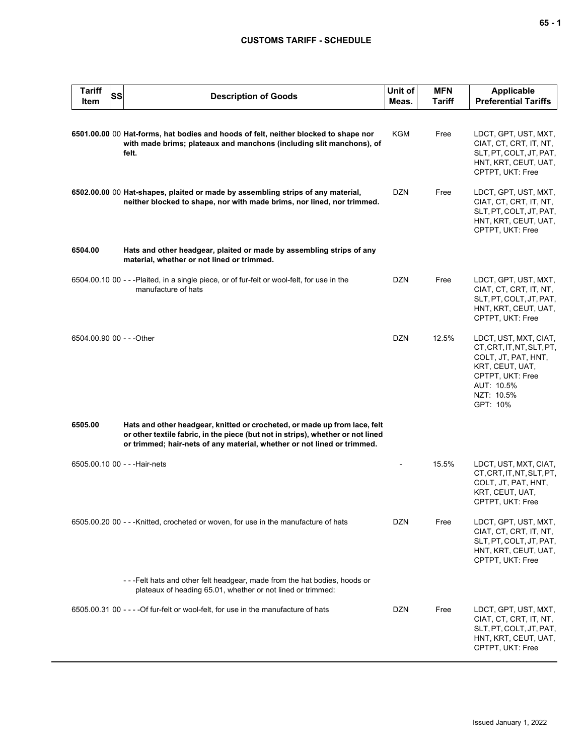| Tariff Item | SS | Description of Goods | Unit of Meas. | MFN Tariff | Applicable Preferential Tariffs |
|---|---|---|---|---|---|
| **6501.00.00** | 00 | **Hat-forms, hat bodies and hoods of felt, neither blocked to shape nor with made brims; plateaux and manchons (including slit manchons), of felt.** | KGM | Free | LDCT, GPT, UST, MXT, CIAT, CT, CRT, IT, NT, SLT, PT, COLT, JT, PAT, HNT, KRT, CEUT, UAT, CPTPT, UKT: Free |
| **6502.00.00** | 00 | **Hat-shapes, plaited or made by assembling strips of any material, neither blocked to shape, nor with made brims, nor lined, nor trimmed.** | DZN | Free | LDCT, GPT, UST, MXT, CIAT, CT, CRT, IT, NT, SLT, PT, COLT, JT, PAT, HNT, KRT, CEUT, UAT, CPTPT, UKT: Free |
| **6504.00** | | **Hats and other headgear, plaited or made by assembling strips of any material, whether or not lined or trimmed.** | | | |
| 6504.00.10 | 00 | - - -Plaited, in a single piece, or of fur-felt or wool-felt, for use in the manufacture of hats | DZN | Free | LDCT, GPT, UST, MXT, CIAT, CT, CRT, IT, NT, SLT, PT, COLT, JT, PAT, HNT, KRT, CEUT, UAT, CPTPT, UKT: Free |
| 6504.00.90 | 00 | - - -Other | DZN | 12.5% | LDCT, UST, MXT, CIAT, CT, CRT, IT, NT, SLT, PT, COLT, JT, PAT, HNT, KRT, CEUT, UAT, CPTPT, UKT: Free<br>AUT: 10.5%<br>NZT: 10.5%<br>GPT: 10% |
| **6505.00** | | **Hats and other headgear, knitted or crocheted, or made up from lace, felt or other textile fabric, in the piece (but not in strips), whether or not lined or trimmed; hair-nets of any material, whether or not lined or trimmed.** | | | |
| 6505.00.10 | 00 | - - -Hair-nets | - | 15.5% | LDCT, UST, MXT, CIAT, CT, CRT, IT, NT, SLT, PT, COLT, JT, PAT, HNT, KRT, CEUT, UAT, CPTPT, UKT: Free |
| 6505.00.20 | 00 | - - -Knitted, crocheted or woven, for use in the manufacture of hats | DZN | Free | LDCT, GPT, UST, MXT, CIAT, CT, CRT, IT, NT, SLT, PT, COLT, JT, PAT, HNT, KRT, CEUT, UAT, CPTPT, UKT: Free |
| | | - - -Felt hats and other felt headgear, made from the hat bodies, hoods or plateaux of heading 65.01, whether or not lined or trimmed: | | | |
| 6505.00.31 | 00 | - - - -Of fur-felt or wool-felt, for use in the manufacture of hats | DZN | Free | LDCT, GPT, UST, MXT, CIAT, CT, CRT, IT, NT, SLT, PT, COLT, JT, PAT, HNT, KRT, CEUT, UAT, CPTPT, UKT: Free |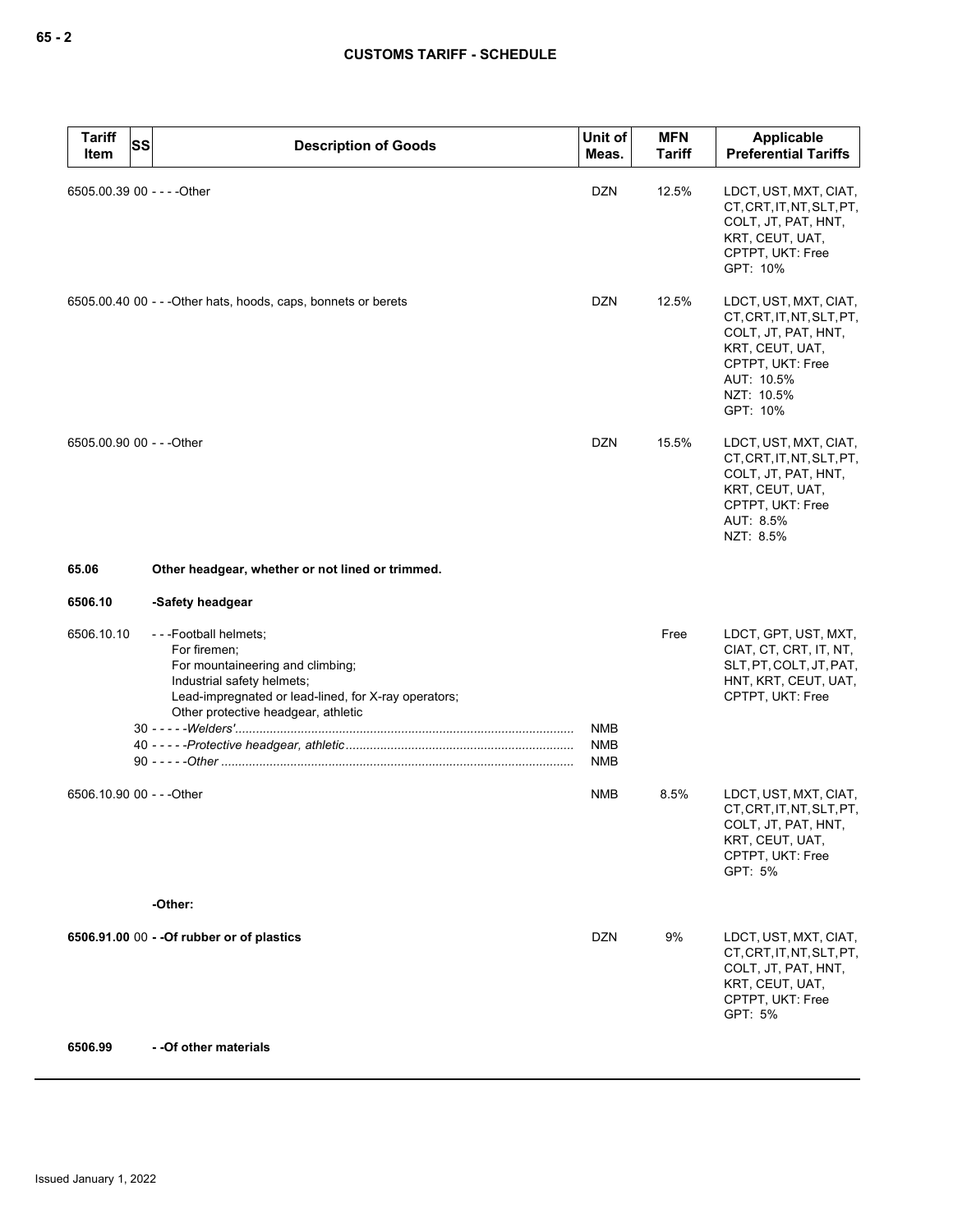| Tariff Item | SS | Description of Goods | Unit of Meas. | MFN Tariff | Applicable Preferential Tariffs |
|---|---|---|---|---|---|
| 6505.00.39 | 00 | - - - -Other | DZN | 12.5% | LDCT, UST, MXT, CIAT, CT, CRT, IT, NT, SLT, PT, COLT, JT, PAT, HNT, KRT, CEUT, UAT, CPTPT, UKT: Free GPT: 10% |
| 6505.00.40 | 00 | - - -Other hats, hoods, caps, bonnets or berets | DZN | 12.5% | LDCT, UST, MXT, CIAT, CT, CRT, IT, NT, SLT, PT, COLT, JT, PAT, HNT, KRT, CEUT, UAT, CPTPT, UKT: Free AUT: 10.5% NZT: 10.5% GPT: 10% |
| 6505.00.90 | 00 | - - -Other | DZN | 15.5% | LDCT, UST, MXT, CIAT, CT, CRT, IT, NT, SLT, PT, COLT, JT, PAT, HNT, KRT, CEUT, UAT, CPTPT, UKT: Free AUT: 8.5% NZT: 8.5% |
| **65.06** | | **Other headgear, whether or not lined or trimmed.** | | | |
| **6506.10** | | **-Safety headgear** | | | |
| 6506.10.10 | | - - -Football helmets; For firemen; For mountaineering and climbing; Industrial safety helmets; Lead-impregnated or lead-lined, for X-ray operators; Other protective headgear, athletic | | Free | LDCT, GPT, UST, MXT, CIAT, CT, CRT, IT, NT, SLT, PT, COLT, JT, PAT, HNT, KRT, CEUT, UAT, CPTPT, UKT: Free |
| | 30 | - - - - -*Welders'* | NMB | | |
| | 40 | - - - - -*Protective headgear, athletic* | NMB | | |
| | 90 | - - - - -*Other* | NMB | | |
| 6506.10.90 | 00 | - - -Other | NMB | 8.5% | LDCT, UST, MXT, CIAT, CT, CRT, IT, NT, SLT, PT, COLT, JT, PAT, HNT, KRT, CEUT, UAT, CPTPT, UKT: Free GPT: 5% |
| | | **-Other:** | | | |
| **6506.91.00** | 00 | **- -Of rubber or of plastics** | DZN | 9% | LDCT, UST, MXT, CIAT, CT, CRT, IT, NT, SLT, PT, COLT, JT, PAT, HNT, KRT, CEUT, UAT, CPTPT, UKT: Free GPT: 5% |
| **6506.99** | | **- -Of other materials** | | | |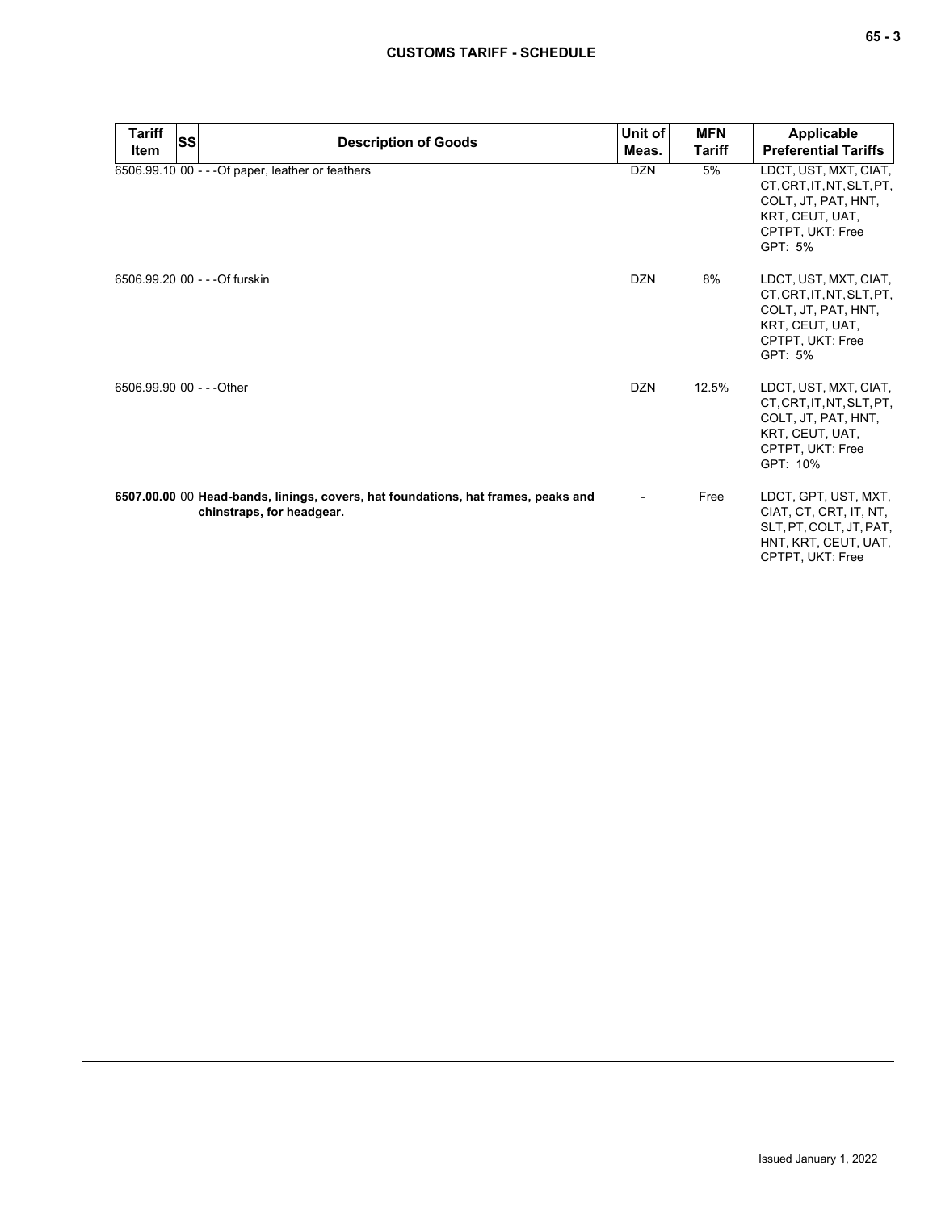| Tariff Item | SS | Description of Goods | Unit of Meas. | MFN Tariff | Applicable Preferential Tariffs |
|---|---|---|---|---|---|
| 6506.99.10 | 00 | - - -Of paper, leather or feathers | DZN | 5% | LDCT, UST, MXT, CIAT, CT, CRT, IT, NT, SLT, PT, COLT, JT, PAT, HNT, KRT, CEUT, UAT, CPTPT, UKT: Free<br>GPT: 5% |
| 6506.99.20 | 00 | - - -Of furskin | DZN | 8% | LDCT, UST, MXT, CIAT, CT, CRT, IT, NT, SLT, PT, COLT, JT, PAT, HNT, KRT, CEUT, UAT, CPTPT, UKT: Free<br>GPT: 5% |
| 6506.99.90 | 00 | - - -Other | DZN | 12.5% | LDCT, UST, MXT, CIAT, CT, CRT, IT, NT, SLT, PT, COLT, JT, PAT, HNT, KRT, CEUT, UAT, CPTPT, UKT: Free<br>GPT: 10% |
| **6507.00.00** | 00 | **Head-bands, linings, covers, hat foundations, hat frames, peaks and chinstraps, for headgear.** | - | Free | LDCT, GPT, UST, MXT, CIAT, CT, CRT, IT, NT, SLT, PT, COLT, JT, PAT, HNT, KRT, CEUT, UAT, CPTPT, UKT: Free |

Issued January 1, 2022